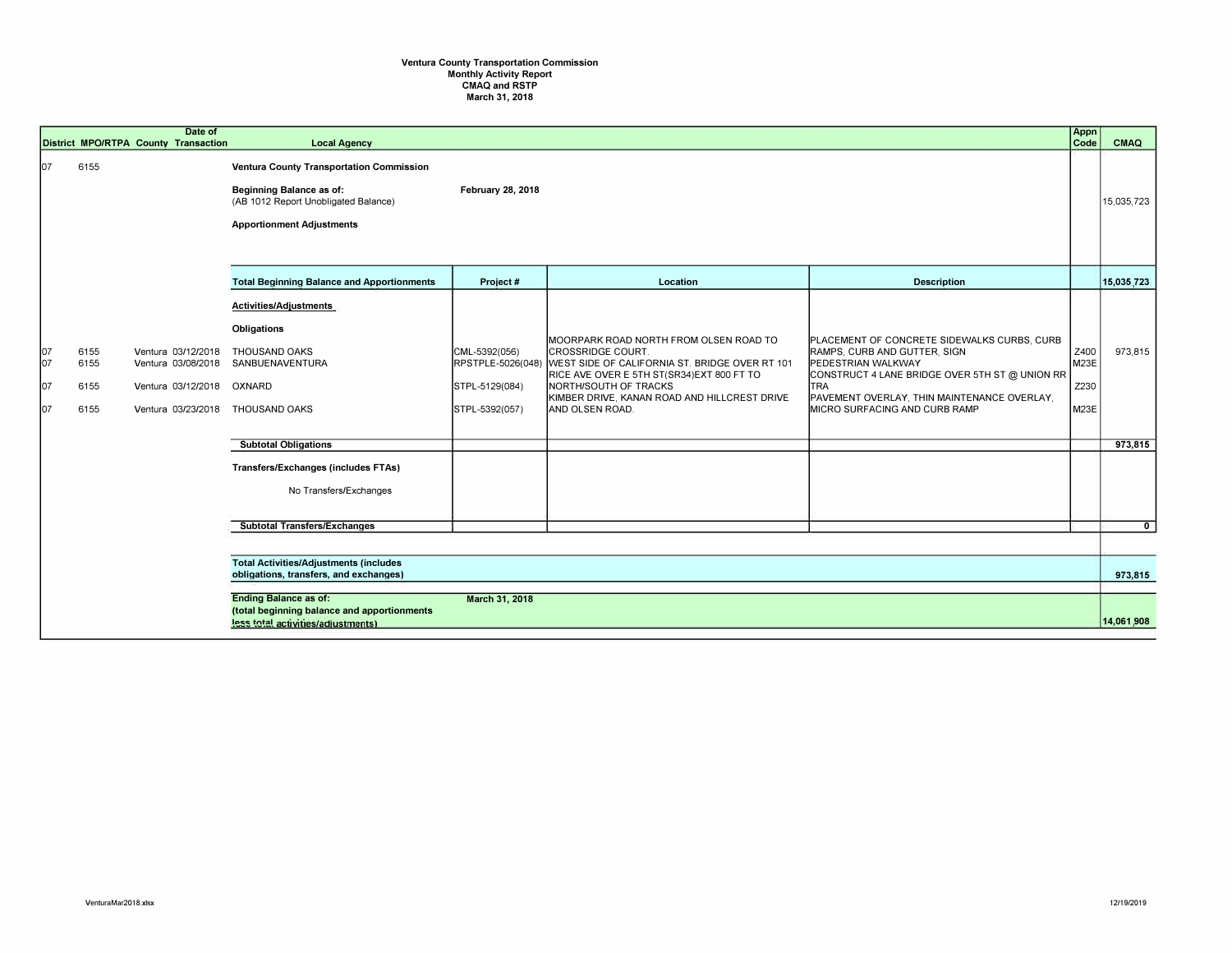**Ventura County Transportation Commission**
**Monthly Activity Report**
**CMAQ and RSTP**
**March 31, 2018**

| District | MPO/RTPA | County | Date of Transaction | Local Agency | Project # | Location | Description | Appn Code | CMAQ |
|---|---|---|---|---|---|---|---|---|---|
| 07 | 6155 | | | **Ventura County Transportation Commission** | | | | | |
| | | | | **Beginning Balance as of:** (AB 1012 Report Unobligated Balance) | **February 28, 2018** | | | | 15,035,723 |
| | | | | **Apportionment Adjustments** | | | | | |
| | | | | **Total Beginning Balance and Apportionments** | **Project #** | **Location** | **Description** | | **15,035,723** |
| | | | | **Activities/Adjustments** | | | | | |
| | | | | **Obligations** | | | | | |
| 07 | 6155 | Ventura | 03/12/2018 | THOUSAND OAKS | CML-5392(056) | MOORPARK ROAD NORTH FROM OLSEN ROAD TO CROSSRIDGE COURT. | PLACEMENT OF CONCRETE SIDEWALKS CURBS, CURB RAMPS, CURB AND GUTTER, SIGN | Z400 | 973,815 |
| 07 | 6155 | Ventura | 03/08/2018 | SANBUENAVENTURA | RPSTPLE-5026(048) | WEST SIDE OF CALIFORNIA ST. BRIDGE OVER RT 101 | PEDESTRIAN WALKWAY | M23E | |
| 07 | 6155 | Ventura | 03/12/2018 | OXNARD | STPL-5129(084) | RICE AVE OVER E 5TH ST(SR34)EXT 800 FT TO NORTH/SOUTH OF TRACKS | CONSTRUCT 4 LANE BRIDGE OVER 5TH ST @ UNION RR TRA | Z230 | |
| 07 | 6155 | Ventura | 03/23/2018 | THOUSAND OAKS | STPL-5392(057) | KIMBER DRIVE, KANAN ROAD AND HILLCREST DRIVE AND OLSEN ROAD. | PAVEMENT OVERLAY, THIN MAINTENANCE OVERLAY, MICRO SURFACING AND CURB RAMP | M23E | |
| | | | | **Subtotal Obligations** | | | | | **973,815** |
| | | | | **Transfers/Exchanges (includes FTAs)** | | | | | |
| | | | | No Transfers/Exchanges | | | | | |
| | | | | **Subtotal Transfers/Exchanges** | | | | | **0** |
| | | | | **Total Activities/Adjustments (includes obligations, transfers, and exchanges)** | | | | | **973,815** |
| | | | | **Ending Balance as of:** (total beginning balance and apportionments less total activities/adjustments) | **March 31, 2018** | | | | **14,061,908** |

VenturaMar2018.xlsx

12/19/2019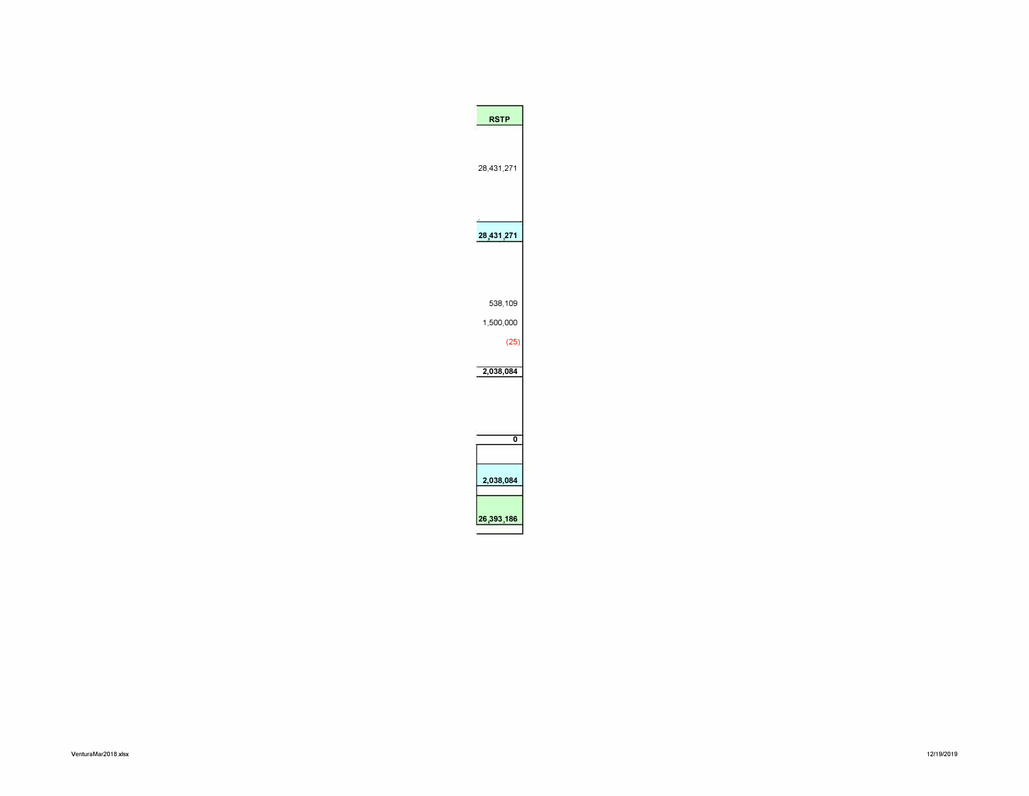| RSTP |
| --- |
| 28,431,271 |
| **28,431,271** |
| 538,109 |
| 1,500,000 |
| (25) |
| **2,038,084** |
| **0** |
| **2,038,084** |
| **26,393,186** |